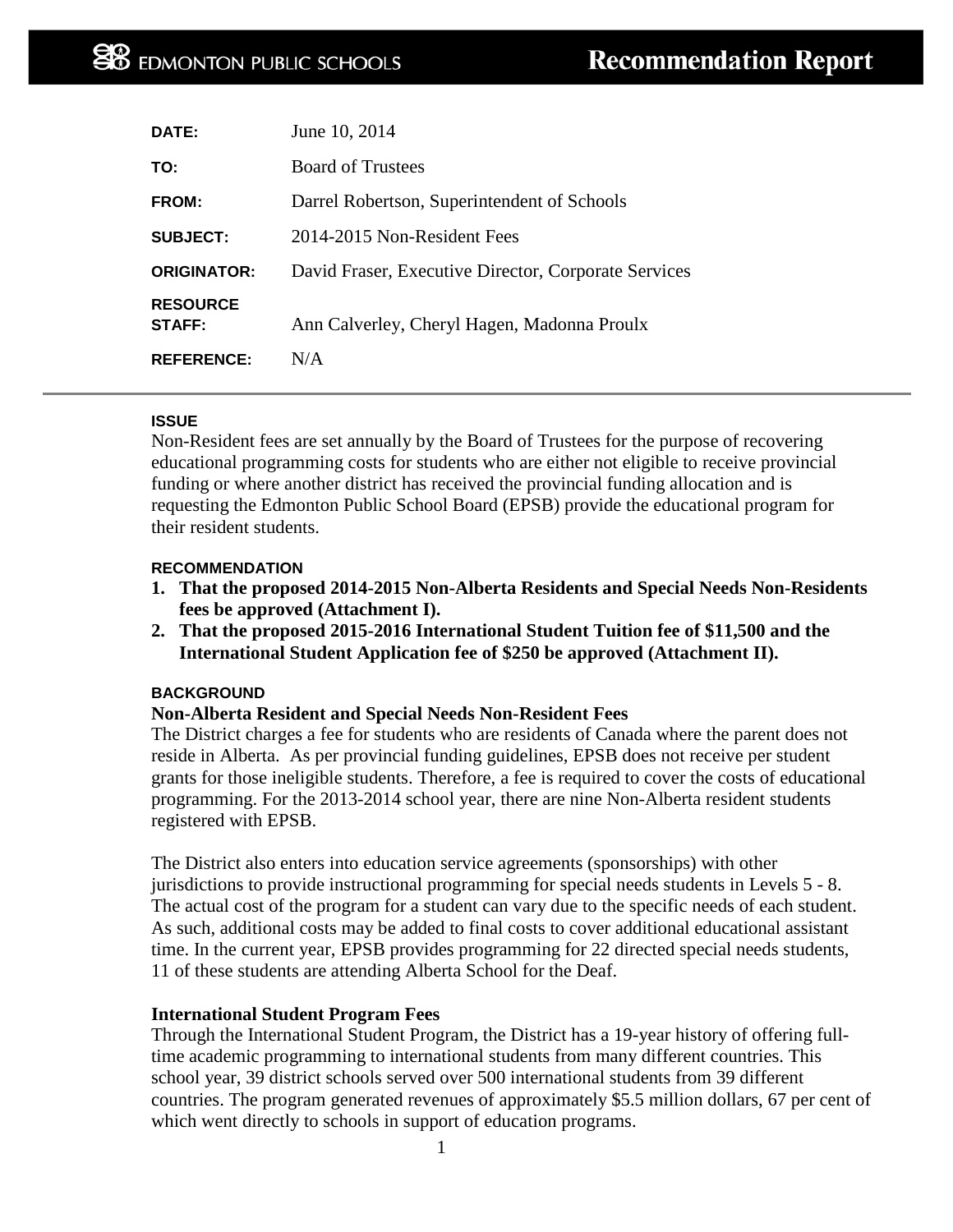EDMONTON PUBLIC SCHOOLS

# Recommendation Report

| | |
|---|---|
| **DATE:** | June 10, 2014 |
| **TO:** | Board of Trustees |
| **FROM:** | Darrel Robertson, Superintendent of Schools |
| **SUBJECT:** | 2014-2015 Non-Resident Fees |
| **ORIGINATOR:** | David Fraser, Executive Director, Corporate Services |
| **RESOURCE STAFF:** | Ann Calverley, Cheryl Hagen, Madonna Proulx |
| **REFERENCE:** | N/A |

## ISSUE

Non-Resident fees are set annually by the Board of Trustees for the purpose of recovering educational programming costs for students who are either not eligible to receive provincial funding or where another district has received the provincial funding allocation and is requesting the Edmonton Public School Board (EPSB) provide the educational program for their resident students.

## RECOMMENDATION

1. **That the proposed 2014-2015 Non-Alberta Residents and Special Needs Non-Residents fees be approved (Attachment I).**
2. **That the proposed 2015-2016 International Student Tuition fee of $11,500 and the International Student Application fee of $250 be approved (Attachment II).**

## BACKGROUND

**Non-Alberta Resident and Special Needs Non-Resident Fees**

The District charges a fee for students who are residents of Canada where the parent does not reside in Alberta. As per provincial funding guidelines, EPSB does not receive per student grants for those ineligible students. Therefore, a fee is required to cover the costs of educational programming. For the 2013-2014 school year, there are nine Non-Alberta resident students registered with EPSB.

The District also enters into education service agreements (sponsorships) with other jurisdictions to provide instructional programming for special needs students in Levels 5 - 8. The actual cost of the program for a student can vary due to the specific needs of each student. As such, additional costs may be added to final costs to cover additional educational assistant time. In the current year, EPSB provides programming for 22 directed special needs students, 11 of these students are attending Alberta School for the Deaf.

**International Student Program Fees**

Through the International Student Program, the District has a 19-year history of offering full-time academic programming to international students from many different countries. This school year, 39 district schools served over 500 international students from 39 different countries. The program generated revenues of approximately $5.5 million dollars, 67 per cent of which went directly to schools in support of education programs.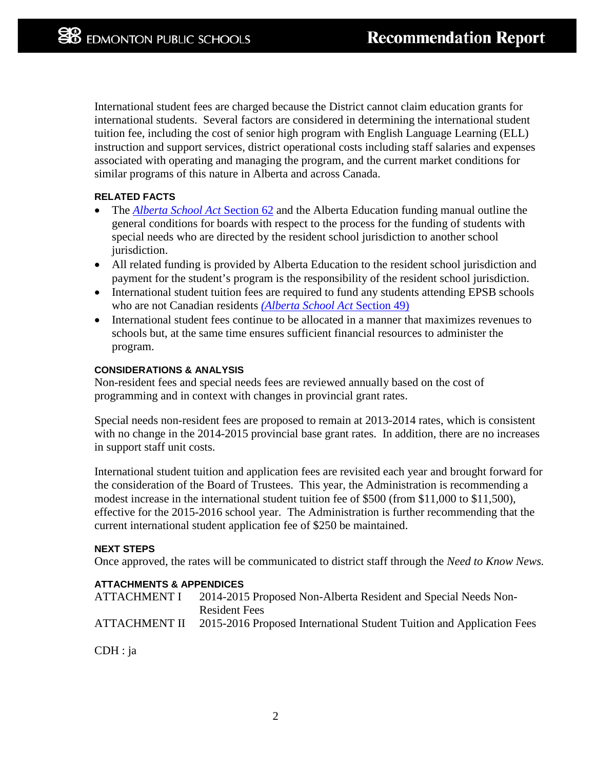International student fees are charged because the District cannot claim education grants for international students. Several factors are considered in determining the international student tuition fee, including the cost of senior high program with English Language Learning (ELL) instruction and support services, district operational costs including staff salaries and expenses associated with operating and managing the program, and the current market conditions for similar programs of this nature in Alberta and across Canada.

**RELATED FACTS**

- The *Alberta School Act* Section 62 and the Alberta Education funding manual outline the general conditions for boards with respect to the process for the funding of students with special needs who are directed by the resident school jurisdiction to another school jurisdiction.
- All related funding is provided by Alberta Education to the resident school jurisdiction and payment for the student's program is the responsibility of the resident school jurisdiction.
- International student tuition fees are required to fund any students attending EPSB schools who are not Canadian residents (*Alberta School Act* Section 49)
- International student fees continue to be allocated in a manner that maximizes revenues to schools but, at the same time ensures sufficient financial resources to administer the program.

**CONSIDERATIONS & ANALYSIS**

Non-resident fees and special needs fees are reviewed annually based on the cost of programming and in context with changes in provincial grant rates.

Special needs non-resident fees are proposed to remain at 2013-2014 rates, which is consistent with no change in the 2014-2015 provincial base grant rates. In addition, there are no increases in support staff unit costs.

International student tuition and application fees are revisited each year and brought forward for the consideration of the Board of Trustees. This year, the Administration is recommending a modest increase in the international student tuition fee of $500 (from $11,000 to $11,500), effective for the 2015-2016 school year. The Administration is further recommending that the current international student application fee of $250 be maintained.

**NEXT STEPS**

Once approved, the rates will be communicated to district staff through the *Need to Know News.*

**ATTACHMENTS & APPENDICES**

| | |
|---|---|
| ATTACHMENT I | 2014-2015 Proposed Non-Alberta Resident and Special Needs Non-Resident Fees |
| ATTACHMENT II | 2015-2016 Proposed International Student Tuition and Application Fees |

CDH : ja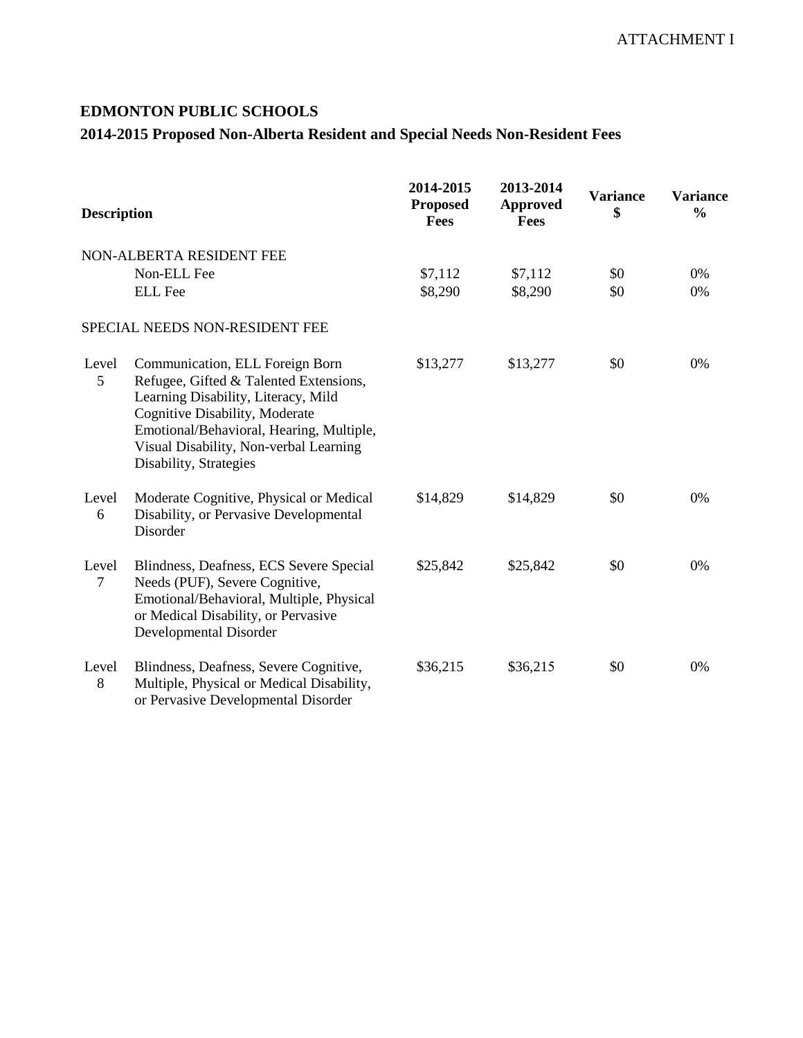ATTACHMENT I

**EDMONTON PUBLIC SCHOOLS**

**2014-2015 Proposed Non-Alberta Resident and Special Needs Non-Resident Fees**

| Description | | 2014-2015 Proposed Fees | 2013-2014 Approved Fees | Variance $ | Variance % |
|---|---|---|---|---|---|
| NON-ALBERTA RESIDENT FEE | | | | | |
| | Non-ELL Fee | $7,112 | $7,112 | $0 | 0% |
| | ELL Fee | $8,290 | $8,290 | $0 | 0% |
| SPECIAL NEEDS NON-RESIDENT FEE | | | | | |
| Level 5 | Communication, ELL Foreign Born Refugee, Gifted & Talented Extensions, Learning Disability, Literacy, Mild Cognitive Disability, Moderate Emotional/Behavioral, Hearing, Multiple, Visual Disability, Non-verbal Learning Disability, Strategies | $13,277 | $13,277 | $0 | 0% |
| Level 6 | Moderate Cognitive, Physical or Medical Disability, or Pervasive Developmental Disorder | $14,829 | $14,829 | $0 | 0% |
| Level 7 | Blindness, Deafness, ECS Severe Special Needs (PUF), Severe Cognitive, Emotional/Behavioral, Multiple, Physical or Medical Disability, or Pervasive Developmental Disorder | $25,842 | $25,842 | $0 | 0% |
| Level 8 | Blindness, Deafness, Severe Cognitive, Multiple, Physical or Medical Disability, or Pervasive Developmental Disorder | $36,215 | $36,215 | $0 | 0% |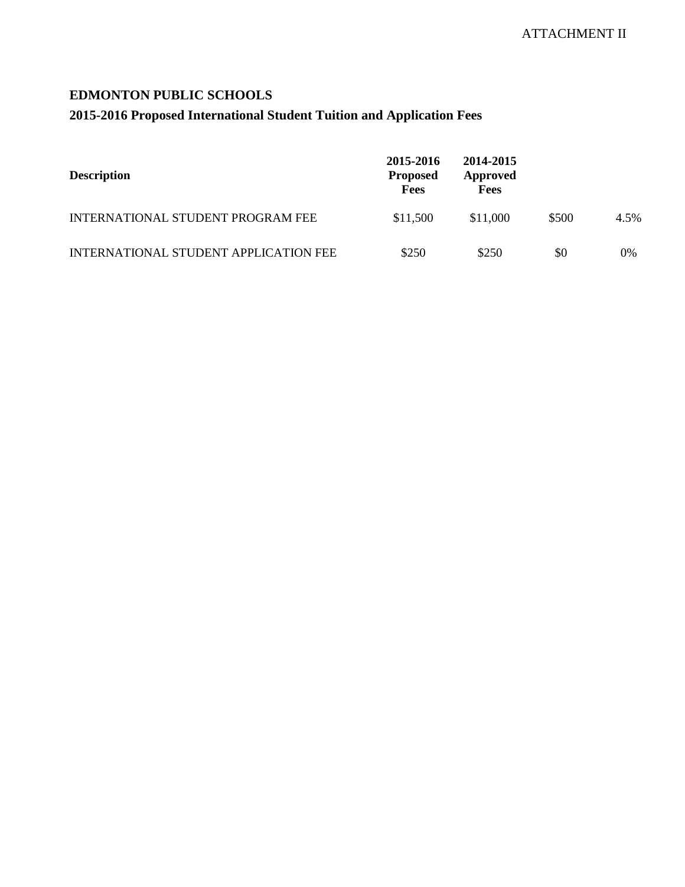ATTACHMENT II

**EDMONTON PUBLIC SCHOOLS**

**2015-2016 Proposed International Student Tuition and Application Fees**

| Description | 2015-2016 Proposed Fees | 2014-2015 Approved Fees | | |
|---|---|---|---|---|
| INTERNATIONAL STUDENT PROGRAM FEE | $11,500 | $11,000 | $500 | 4.5% |
| INTERNATIONAL STUDENT APPLICATION FEE | $250 | $250 | $0 | 0% |